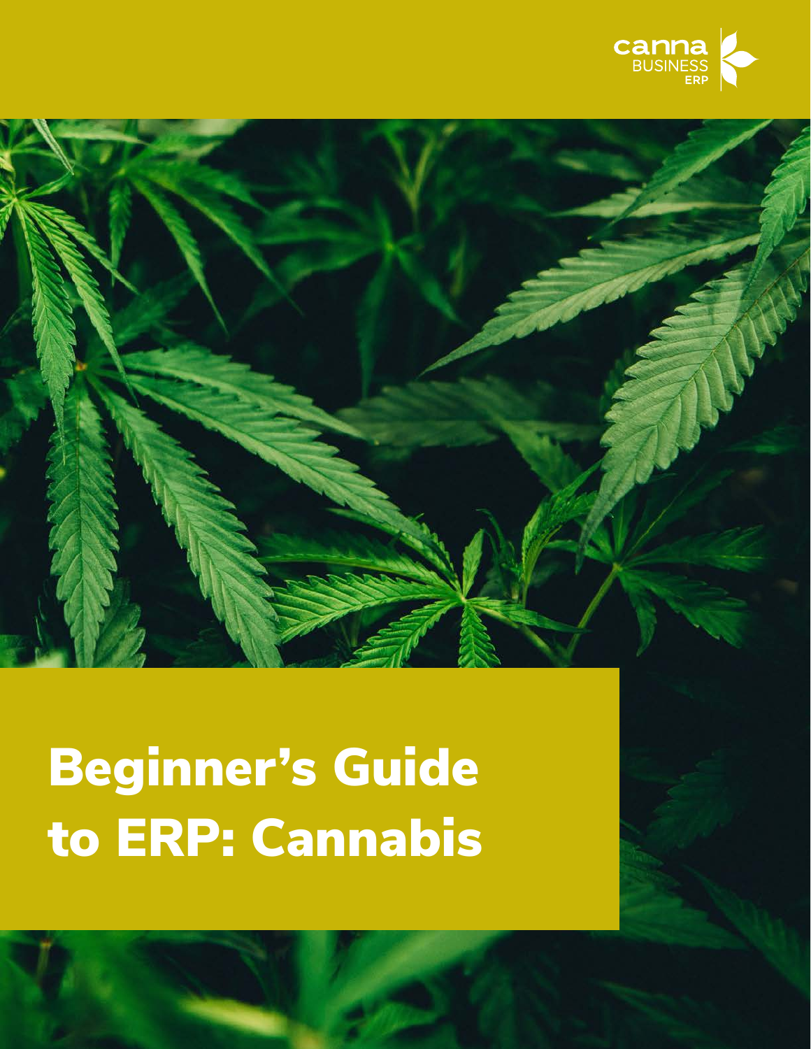canna BUSINESS ERP

# Beginner's Guide to ERP: Cannabis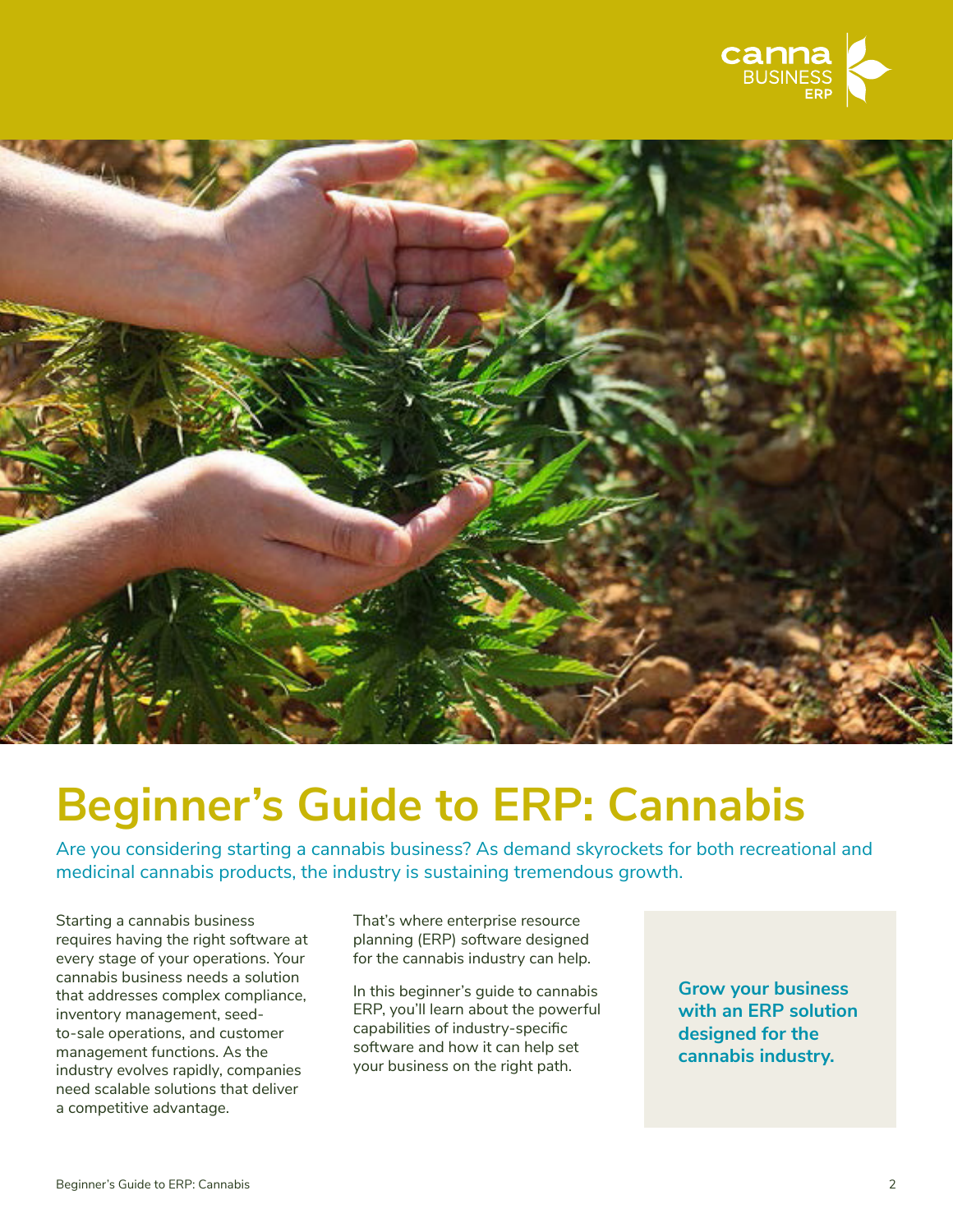# Beginner's Guide to ERP: Cannabis

Are you considering starting a cannabis business? As demand skyrockets for both recreational and medicinal cannabis products, the industry is sustaining tremendous growth.

Starting a cannabis business requires having the right software at every stage of your operations. Your cannabis business needs a solution that addresses complex compliance, inventory management, seed-to-sale operations, and customer management functions. As the industry evolves rapidly, companies need scalable solutions that deliver a competitive advantage.

That's where enterprise resource planning (ERP) software designed for the cannabis industry can help.

In this beginner's guide to cannabis ERP, you'll learn about the powerful capabilities of industry-specific software and how it can help set your business on the right path.

**Grow your business with an ERP solution designed for the cannabis industry.**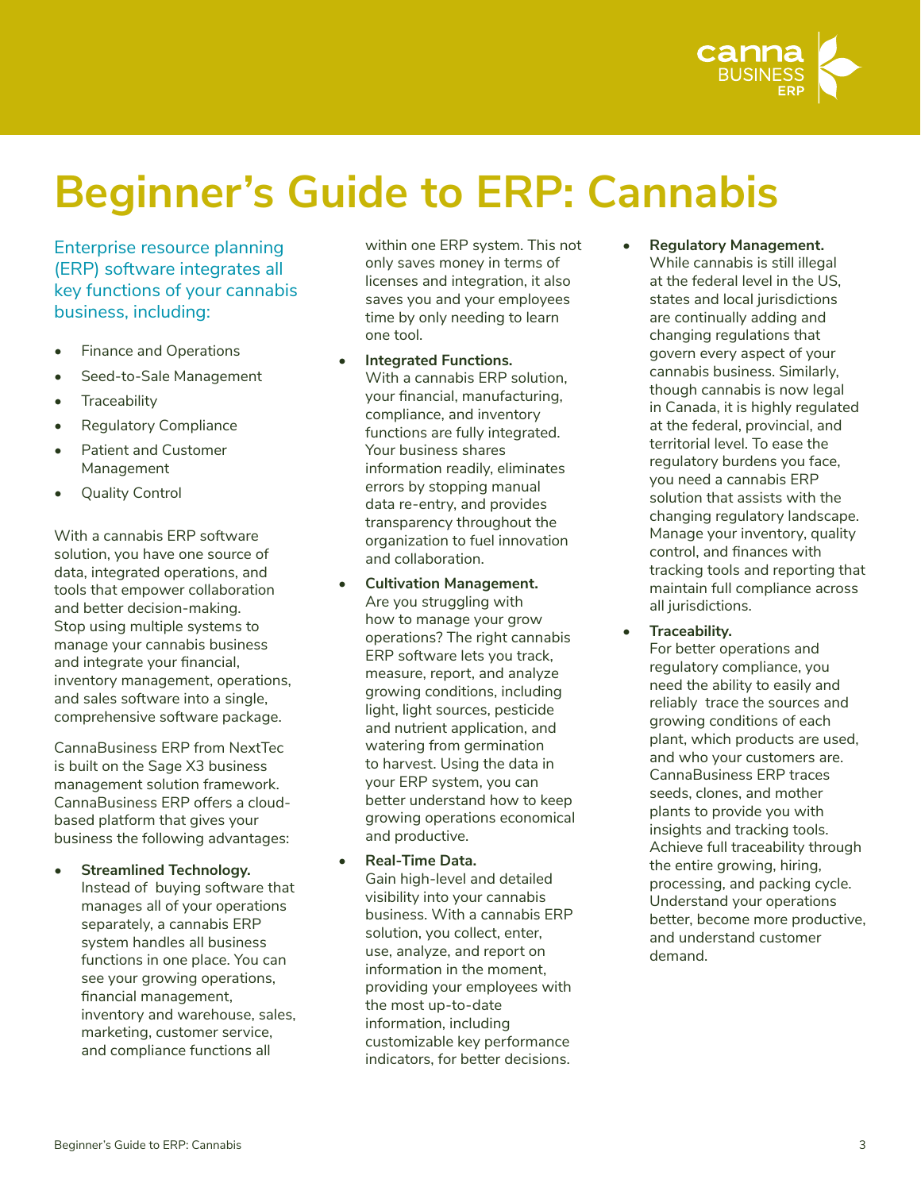# Beginner's Guide to ERP: Cannabis

Enterprise resource planning (ERP) software integrates all key functions of your cannabis business, including:

- Finance and Operations
- Seed-to-Sale Management
- Traceability
- Regulatory Compliance
- Patient and Customer Management
- Quality Control

With a cannabis ERP software solution, you have one source of data, integrated operations, and tools that empower collaboration and better decision-making. Stop using multiple systems to manage your cannabis business and integrate your financial, inventory management, operations, and sales software into a single, comprehensive software package.

CannaBusiness ERP from NextTec is built on the Sage X3 business management solution framework. CannaBusiness ERP offers a cloud-based platform that gives your business the following advantages:

- **Streamlined Technology.** Instead of buying software that manages all of your operations separately, a cannabis ERP system handles all business functions in one place. You can see your growing operations, financial management, inventory and warehouse, sales, marketing, customer service, and compliance functions all within one ERP system. This not only saves money in terms of licenses and integration, it also saves you and your employees time by only needing to learn one tool.
- **Integrated Functions.** With a cannabis ERP solution, your financial, manufacturing, compliance, and inventory functions are fully integrated. Your business shares information readily, eliminates errors by stopping manual data re-entry, and provides transparency throughout the organization to fuel innovation and collaboration.
- **Cultivation Management.** Are you struggling with how to manage your grow operations? The right cannabis ERP software lets you track, measure, report, and analyze growing conditions, including light, light sources, pesticide and nutrient application, and watering from germination to harvest. Using the data in your ERP system, you can better understand how to keep growing operations economical and productive.
- **Real-Time Data.** Gain high-level and detailed visibility into your cannabis business. With a cannabis ERP solution, you collect, enter, use, analyze, and report on information in the moment, providing your employees with the most up-to-date information, including customizable key performance indicators, for better decisions.
- **Regulatory Management.** While cannabis is still illegal at the federal level in the US, states and local jurisdictions are continually adding and changing regulations that govern every aspect of your cannabis business. Similarly, though cannabis is now legal in Canada, it is highly regulated at the federal, provincial, and territorial level. To ease the regulatory burdens you face, you need a cannabis ERP solution that assists with the changing regulatory landscape. Manage your inventory, quality control, and finances with tracking tools and reporting that maintain full compliance across all jurisdictions.
- **Traceability.** For better operations and regulatory compliance, you need the ability to easily and reliably trace the sources and growing conditions of each plant, which products are used, and who your customers are. CannaBusiness ERP traces seeds, clones, and mother plants to provide you with insights and tracking tools. Achieve full traceability through the entire growing, hiring, processing, and packing cycle. Understand your operations better, become more productive, and understand customer demand.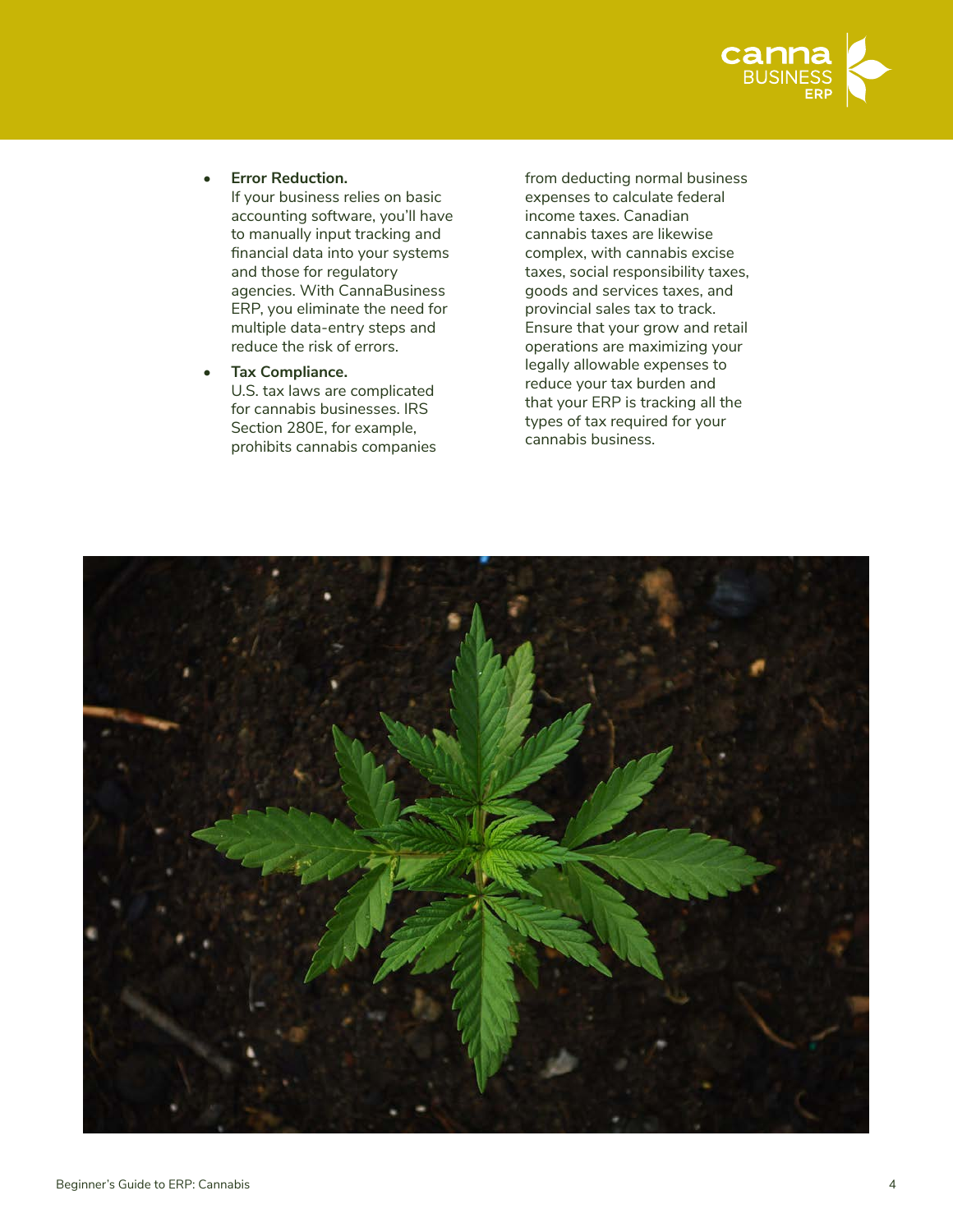- **Error Reduction.**
  If your business relies on basic accounting software, you'll have to manually input tracking and financial data into your systems and those for regulatory agencies. With CannaBusiness ERP, you eliminate the need for multiple data-entry steps and reduce the risk of errors.

- **Tax Compliance.**
  U.S. tax laws are complicated for cannabis businesses. IRS Section 280E, for example, prohibits cannabis companies from deducting normal business expenses to calculate federal income taxes. Canadian cannabis taxes are likewise complex, with cannabis excise taxes, social responsibility taxes, goods and services taxes, and provincial sales tax to track. Ensure that your grow and retail operations are maximizing your legally allowable expenses to reduce your tax burden and that your ERP is tracking all the types of tax required for your cannabis business.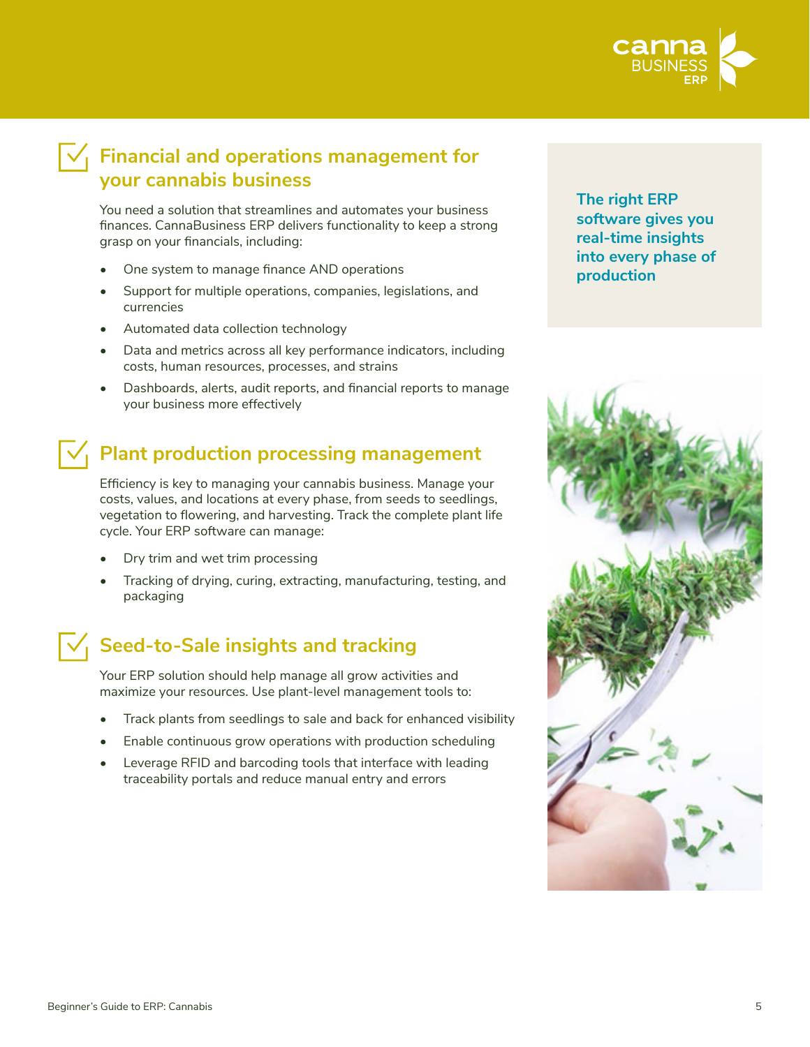## Financial and operations management for your cannabis business

You need a solution that streamlines and automates your business finances. CannaBusiness ERP delivers functionality to keep a strong grasp on your financials, including:

- One system to manage finance AND operations
- Support for multiple operations, companies, legislations, and currencies
- Automated data collection technology
- Data and metrics across all key performance indicators, including costs, human resources, processes, and strains
- Dashboards, alerts, audit reports, and financial reports to manage your business more effectively

**The right ERP software gives you real-time insights into every phase of production**

## Plant production processing management

Efficiency is key to managing your cannabis business. Manage your costs, values, and locations at every phase, from seeds to seedlings, vegetation to flowering, and harvesting. Track the complete plant life cycle. Your ERP software can manage:

- Dry trim and wet trim processing
- Tracking of drying, curing, extracting, manufacturing, testing, and packaging

## Seed-to-Sale insights and tracking

Your ERP solution should help manage all grow activities and maximize your resources. Use plant-level management tools to:

- Track plants from seedlings to sale and back for enhanced visibility
- Enable continuous grow operations with production scheduling
- Leverage RFID and barcoding tools that interface with leading traceability portals and reduce manual entry and errors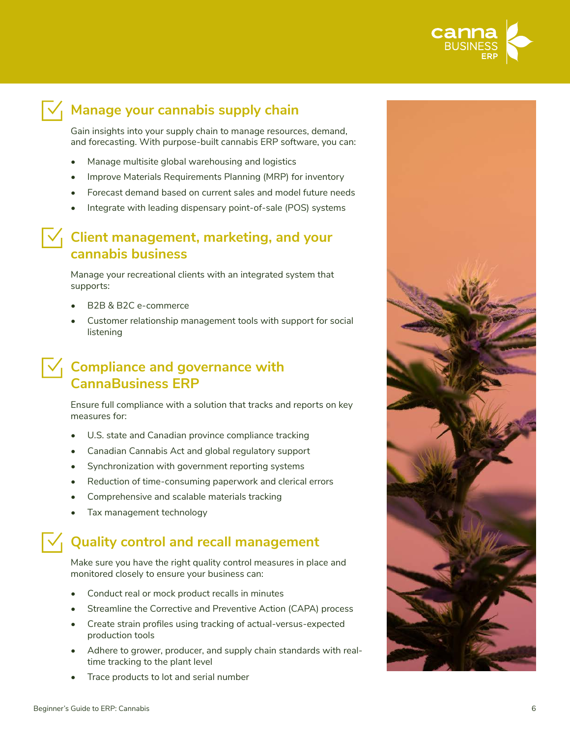## Manage your cannabis supply chain

Gain insights into your supply chain to manage resources, demand, and forecasting. With purpose-built cannabis ERP software, you can:

- Manage multisite global warehousing and logistics
- Improve Materials Requirements Planning (MRP) for inventory
- Forecast demand based on current sales and model future needs
- Integrate with leading dispensary point-of-sale (POS) systems

## Client management, marketing, and your cannabis business

Manage your recreational clients with an integrated system that supports:

- B2B & B2C e-commerce
- Customer relationship management tools with support for social listening

## Compliance and governance with CannaBusiness ERP

Ensure full compliance with a solution that tracks and reports on key measures for:

- U.S. state and Canadian province compliance tracking
- Canadian Cannabis Act and global regulatory support
- Synchronization with government reporting systems
- Reduction of time-consuming paperwork and clerical errors
- Comprehensive and scalable materials tracking
- Tax management technology

## Quality control and recall management

Make sure you have the right quality control measures in place and monitored closely to ensure your business can:

- Conduct real or mock product recalls in minutes
- Streamline the Corrective and Preventive Action (CAPA) process
- Create strain profiles using tracking of actual-versus-expected production tools
- Adhere to grower, producer, and supply chain standards with real-time tracking to the plant level
- Trace products to lot and serial number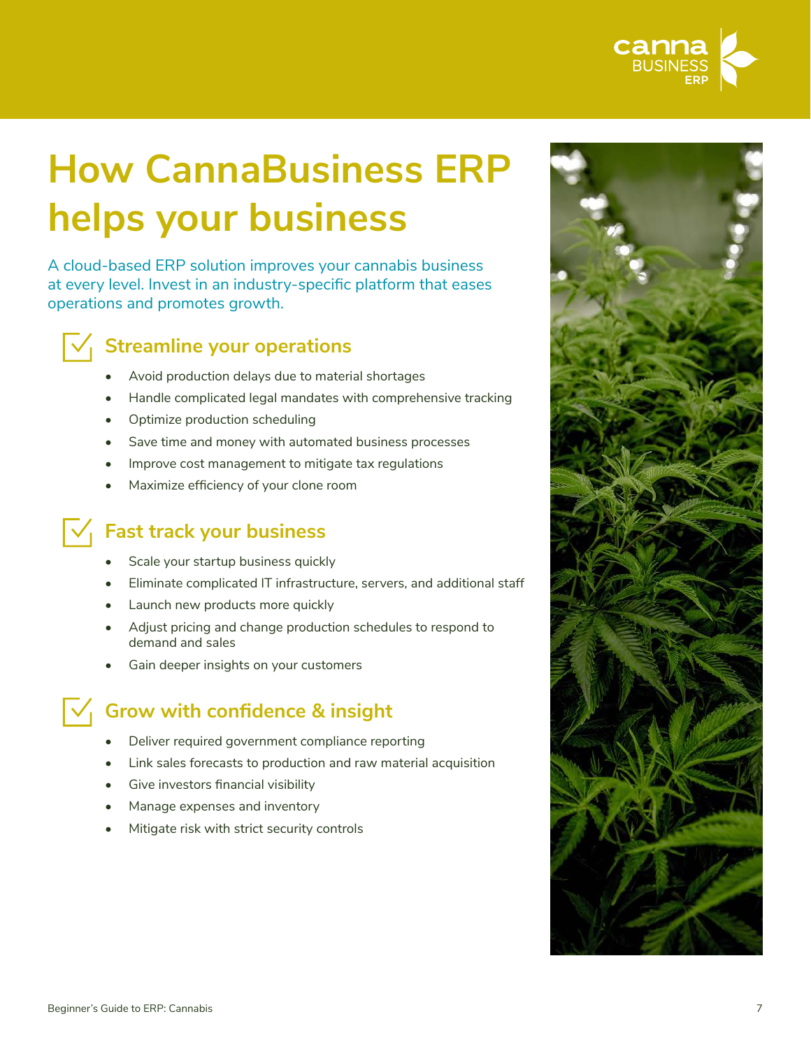# How CannaBusiness ERP helps your business

A cloud-based ERP solution improves your cannabis business at every level. Invest in an industry-specific platform that eases operations and promotes growth.

## Streamline your operations

- Avoid production delays due to material shortages
- Handle complicated legal mandates with comprehensive tracking
- Optimize production scheduling
- Save time and money with automated business processes
- Improve cost management to mitigate tax regulations
- Maximize efficiency of your clone room

## Fast track your business

- Scale your startup business quickly
- Eliminate complicated IT infrastructure, servers, and additional staff
- Launch new products more quickly
- Adjust pricing and change production schedules to respond to demand and sales
- Gain deeper insights on your customers

## Grow with confidence & insight

- Deliver required government compliance reporting
- Link sales forecasts to production and raw material acquisition
- Give investors financial visibility
- Manage expenses and inventory
- Mitigate risk with strict security controls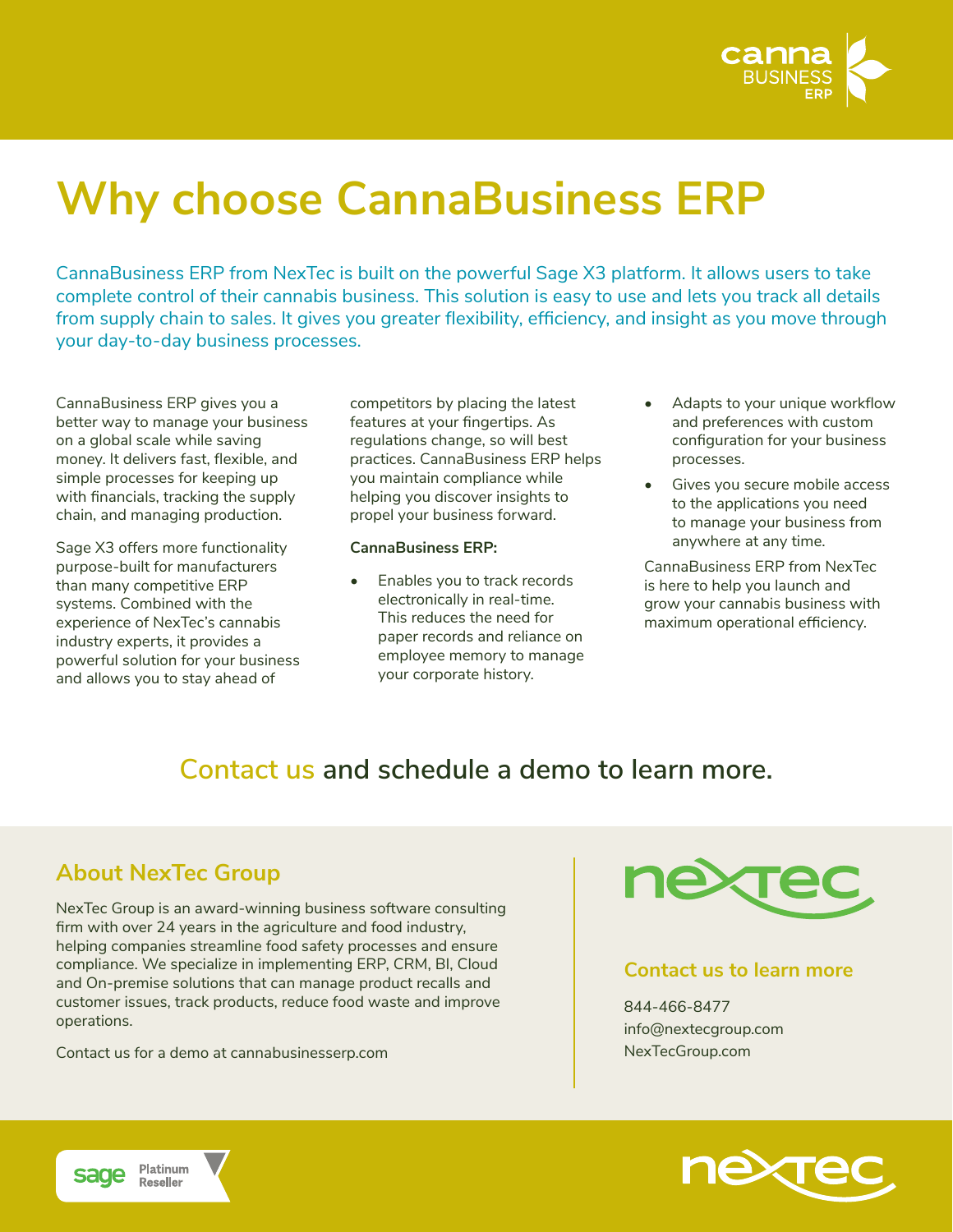# Why choose CannaBusiness ERP

CannaBusiness ERP from NexTec is built on the powerful Sage X3 platform. It allows users to take complete control of their cannabis business. This solution is easy to use and lets you track all details from supply chain to sales. It gives you greater flexibility, efficiency, and insight as you move through your day-to-day business processes.

CannaBusiness ERP gives you a better way to manage your business on a global scale while saving money. It delivers fast, flexible, and simple processes for keeping up with financials, tracking the supply chain, and managing production.

Sage X3 offers more functionality purpose-built for manufacturers than many competitive ERP systems. Combined with the experience of NexTec's cannabis industry experts, it provides a powerful solution for your business and allows you to stay ahead of competitors by placing the latest features at your fingertips. As regulations change, so will best practices. CannaBusiness ERP helps you maintain compliance while helping you discover insights to propel your business forward.

**CannaBusiness ERP:**

- Enables you to track records electronically in real-time. This reduces the need for paper records and reliance on employee memory to manage your corporate history.
- Adapts to your unique workflow and preferences with custom configuration for your business processes.
- Gives you secure mobile access to the applications you need to manage your business from anywhere at any time.

CannaBusiness ERP from NexTec is here to help you launch and grow your cannabis business with maximum operational efficiency.

## Contact us and schedule a demo to learn more.

## About NexTec Group

NexTec Group is an award-winning business software consulting firm with over 24 years in the agriculture and food industry, helping companies streamline food safety processes and ensure compliance. We specialize in implementing ERP, CRM, BI, Cloud and On-premise solutions that can manage product recalls and customer issues, track products, reduce food waste and improve operations.

Contact us for a demo at cannabusinesserp.com

### Contact us to learn more

844-466-8477
info@nextecgroup.com
NexTecGroup.com

sage Platinum Reseller